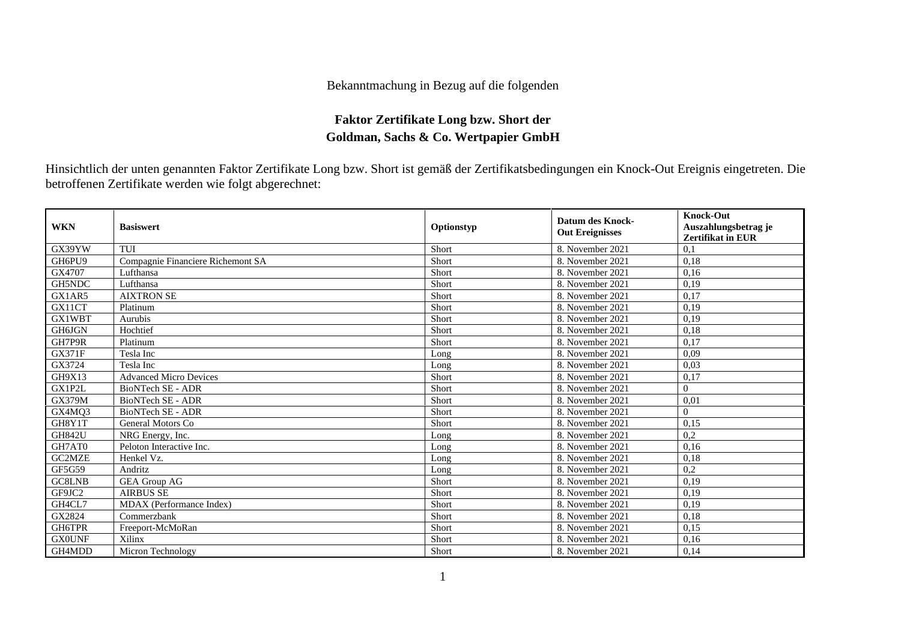Bekanntmachung in Bezug auf die folgenden

**Faktor Zertifikate Long bzw. Short der**
**Goldman, Sachs & Co. Wertpapier GmbH**

Hinsichtlich der unten genannten Faktor Zertifikate Long bzw. Short ist gemäß der Zertifikatsbedingungen ein Knock-Out Ereignis eingetreten. Die betroffenen Zertifikate werden wie folgt abgerechnet:

| WKN | Basiswert | Optionstyp | Datum des Knock-Out Ereignisses | Knock-Out Auszahlungsbetrag je Zertifikat in EUR |
|---|---|---|---|---|
| GX39YW | TUI | Short | 8. November 2021 | 0,1 |
| GH6PU9 | Compagnie Financiere Richemont SA | Short | 8. November 2021 | 0,18 |
| GX4707 | Lufthansa | Short | 8. November 2021 | 0,16 |
| GH5NDC | Lufthansa | Short | 8. November 2021 | 0,19 |
| GX1AR5 | AIXTRON SE | Short | 8. November 2021 | 0,17 |
| GX11CT | Platinum | Short | 8. November 2021 | 0,19 |
| GX1WBT | Aurubis | Short | 8. November 2021 | 0,19 |
| GH6JGN | Hochtief | Short | 8. November 2021 | 0,18 |
| GH7P9R | Platinum | Short | 8. November 2021 | 0,17 |
| GX371F | Tesla Inc | Long | 8. November 2021 | 0,09 |
| GX3724 | Tesla Inc | Long | 8. November 2021 | 0,03 |
| GH9X13 | Advanced Micro Devices | Short | 8. November 2021 | 0,17 |
| GX1P2L | BioNTech SE - ADR | Short | 8. November 2021 | 0 |
| GX379M | BioNTech SE - ADR | Short | 8. November 2021 | 0,01 |
| GX4MQ3 | BioNTech SE - ADR | Short | 8. November 2021 | 0 |
| GH8Y1T | General Motors Co | Short | 8. November 2021 | 0,15 |
| GH842U | NRG Energy, Inc. | Long | 8. November 2021 | 0,2 |
| GH7AT0 | Peloton Interactive Inc. | Long | 8. November 2021 | 0,16 |
| GC2MZE | Henkel Vz. | Long | 8. November 2021 | 0,18 |
| GF5G59 | Andritz | Long | 8. November 2021 | 0,2 |
| GC8LNB | GEA Group AG | Short | 8. November 2021 | 0,19 |
| GF9JC2 | AIRBUS SE | Short | 8. November 2021 | 0,19 |
| GH4CL7 | MDAX (Performance Index) | Short | 8. November 2021 | 0,19 |
| GX2824 | Commerzbank | Short | 8. November 2021 | 0,18 |
| GH6TPR | Freeport-McMoRan | Short | 8. November 2021 | 0,15 |
| GX0UNF | Xilinx | Short | 8. November 2021 | 0,16 |
| GH4MDD | Micron Technology | Short | 8. November 2021 | 0,14 |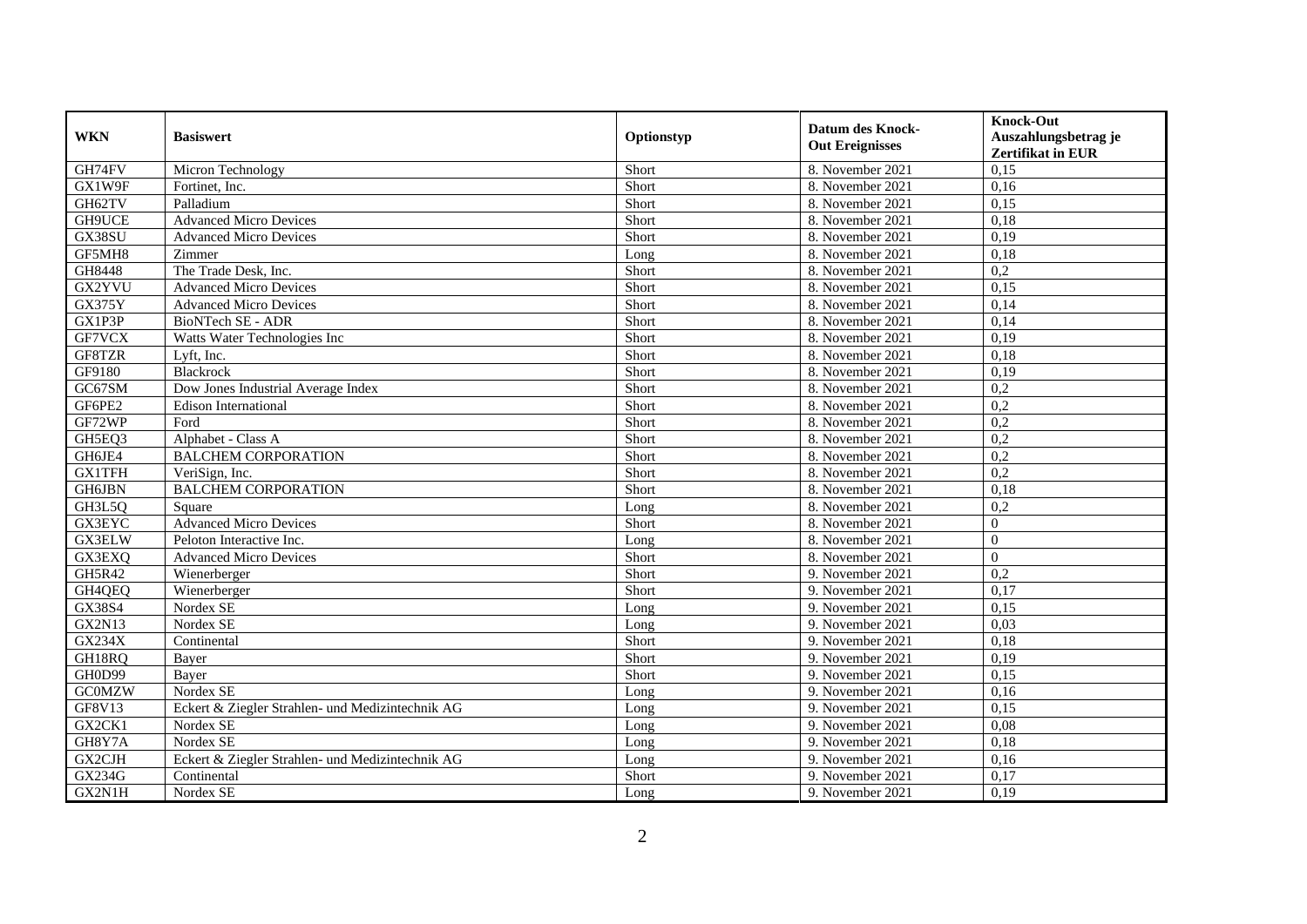| WKN | Basiswert | Optionstyp | Datum des Knock-Out Ereignisses | Knock-Out Auszahlungsbetrag je Zertifikat in EUR |
|---|---|---|---|---|
| GH74FV | Micron Technology | Short | 8. November 2021 | 0,15 |
| GX1W9F | Fortinet, Inc. | Short | 8. November 2021 | 0,16 |
| GH62TV | Palladium | Short | 8. November 2021 | 0,15 |
| GH9UCE | Advanced Micro Devices | Short | 8. November 2021 | 0,18 |
| GX38SU | Advanced Micro Devices | Short | 8. November 2021 | 0,19 |
| GF5MH8 | Zimmer | Long | 8. November 2021 | 0,18 |
| GH8448 | The Trade Desk, Inc. | Short | 8. November 2021 | 0,2 |
| GX2YVU | Advanced Micro Devices | Short | 8. November 2021 | 0,15 |
| GX375Y | Advanced Micro Devices | Short | 8. November 2021 | 0,14 |
| GX1P3P | BioNTech SE - ADR | Short | 8. November 2021 | 0,14 |
| GF7VCX | Watts Water Technologies Inc | Short | 8. November 2021 | 0,19 |
| GF8TZR | Lyft, Inc. | Short | 8. November 2021 | 0,18 |
| GF9180 | Blackrock | Short | 8. November 2021 | 0,19 |
| GC67SM | Dow Jones Industrial Average Index | Short | 8. November 2021 | 0,2 |
| GF6PE2 | Edison International | Short | 8. November 2021 | 0,2 |
| GF72WP | Ford | Short | 8. November 2021 | 0,2 |
| GH5EQ3 | Alphabet - Class A | Short | 8. November 2021 | 0,2 |
| GH6JE4 | BALCHEM CORPORATION | Short | 8. November 2021 | 0,2 |
| GX1TFH | VeriSign, Inc. | Short | 8. November 2021 | 0,2 |
| GH6JBN | BALCHEM CORPORATION | Short | 8. November 2021 | 0,18 |
| GH3L5Q | Square | Long | 8. November 2021 | 0,2 |
| GX3EYC | Advanced Micro Devices | Short | 8. November 2021 | 0 |
| GX3ELW | Peloton Interactive Inc. | Long | 8. November 2021 | 0 |
| GX3EXQ | Advanced Micro Devices | Short | 8. November 2021 | 0 |
| GH5R42 | Wienerberger | Short | 9. November 2021 | 0,2 |
| GH4QEQ | Wienerberger | Short | 9. November 2021 | 0,17 |
| GX38S4 | Nordex SE | Long | 9. November 2021 | 0,15 |
| GX2N13 | Nordex SE | Long | 9. November 2021 | 0,03 |
| GX234X | Continental | Short | 9. November 2021 | 0,18 |
| GH18RQ | Bayer | Short | 9. November 2021 | 0,19 |
| GH0D99 | Bayer | Short | 9. November 2021 | 0,15 |
| GC0MZW | Nordex SE | Long | 9. November 2021 | 0,16 |
| GF8V13 | Eckert & Ziegler Strahlen- und Medizintechnik AG | Long | 9. November 2021 | 0,15 |
| GX2CK1 | Nordex SE | Long | 9. November 2021 | 0,08 |
| GH8Y7A | Nordex SE | Long | 9. November 2021 | 0,18 |
| GX2CJH | Eckert & Ziegler Strahlen- und Medizintechnik AG | Long | 9. November 2021 | 0,16 |
| GX234G | Continental | Short | 9. November 2021 | 0,17 |
| GX2N1H | Nordex SE | Long | 9. November 2021 | 0,19 |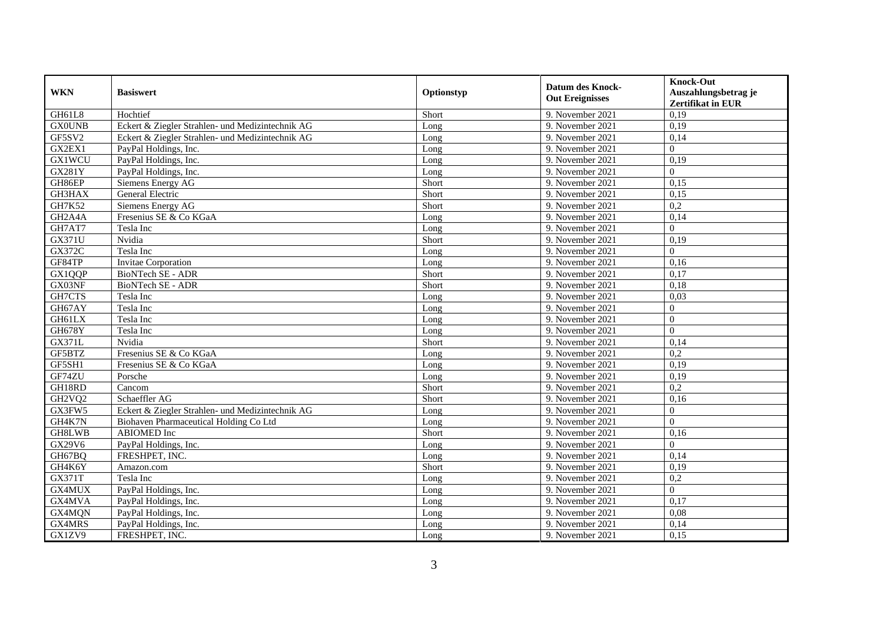| WKN | Basiswert | Optionstyp | Datum des Knock-Out Ereignisses | Knock-Out Auszahlungsbetrag je Zertifikat in EUR |
|---|---|---|---|---|
| GH61L8 | Hochtief | Short | 9. November 2021 | 0,19 |
| GX0UNB | Eckert & Ziegler Strahlen- und Medizintechnik AG | Long | 9. November 2021 | 0,19 |
| GF5SV2 | Eckert & Ziegler Strahlen- und Medizintechnik AG | Long | 9. November 2021 | 0,14 |
| GX2EX1 | PayPal Holdings, Inc. | Long | 9. November 2021 | 0 |
| GX1WCU | PayPal Holdings, Inc. | Long | 9. November 2021 | 0,19 |
| GX281Y | PayPal Holdings, Inc. | Long | 9. November 2021 | 0 |
| GH86EP | Siemens Energy AG | Short | 9. November 2021 | 0,15 |
| GH3HAX | General Electric | Short | 9. November 2021 | 0,15 |
| GH7K52 | Siemens Energy AG | Short | 9. November 2021 | 0,2 |
| GH2A4A | Fresenius SE & Co KGaA | Long | 9. November 2021 | 0,14 |
| GH7AT7 | Tesla Inc | Long | 9. November 2021 | 0 |
| GX371U | Nvidia | Short | 9. November 2021 | 0,19 |
| GX372C | Tesla Inc | Long | 9. November 2021 | 0 |
| GF84TP | Invitae Corporation | Long | 9. November 2021 | 0,16 |
| GX1QQP | BioNTech SE - ADR | Short | 9. November 2021 | 0,17 |
| GX03NF | BioNTech SE - ADR | Short | 9. November 2021 | 0,18 |
| GH7CTS | Tesla Inc | Long | 9. November 2021 | 0,03 |
| GH67AY | Tesla Inc | Long | 9. November 2021 | 0 |
| GH61LX | Tesla Inc | Long | 9. November 2021 | 0 |
| GH678Y | Tesla Inc | Long | 9. November 2021 | 0 |
| GX371L | Nvidia | Short | 9. November 2021 | 0,14 |
| GF5BTZ | Fresenius SE & Co KGaA | Long | 9. November 2021 | 0,2 |
| GF5SH1 | Fresenius SE & Co KGaA | Long | 9. November 2021 | 0,19 |
| GF74ZU | Porsche | Long | 9. November 2021 | 0,19 |
| GH18RD | Cancom | Short | 9. November 2021 | 0,2 |
| GH2VQ2 | Schaeffler AG | Short | 9. November 2021 | 0,16 |
| GX3FW5 | Eckert & Ziegler Strahlen- und Medizintechnik AG | Long | 9. November 2021 | 0 |
| GH4K7N | Biohaven Pharmaceutical Holding Co Ltd | Long | 9. November 2021 | 0 |
| GH8LWB | ABIOMED Inc | Short | 9. November 2021 | 0,16 |
| GX29V6 | PayPal Holdings, Inc. | Long | 9. November 2021 | 0 |
| GH67BQ | FRESHPET, INC. | Long | 9. November 2021 | 0,14 |
| GH4K6Y | Amazon.com | Short | 9. November 2021 | 0,19 |
| GX371T | Tesla Inc | Long | 9. November 2021 | 0,2 |
| GX4MUX | PayPal Holdings, Inc. | Long | 9. November 2021 | 0 |
| GX4MVA | PayPal Holdings, Inc. | Long | 9. November 2021 | 0,17 |
| GX4MQN | PayPal Holdings, Inc. | Long | 9. November 2021 | 0,08 |
| GX4MRS | PayPal Holdings, Inc. | Long | 9. November 2021 | 0,14 |
| GX1ZV9 | FRESHPET, INC. | Long | 9. November 2021 | 0,15 |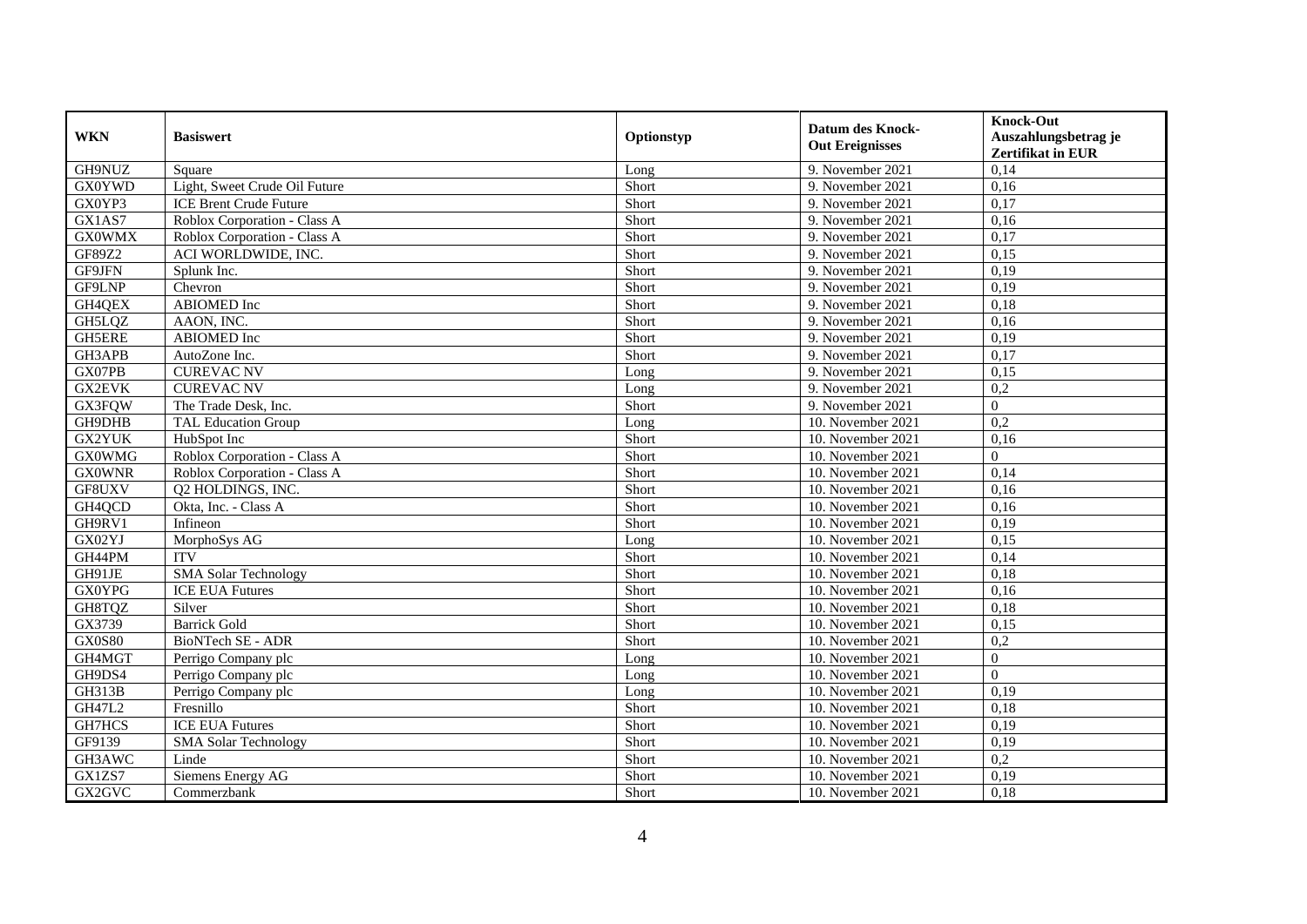| WKN | Basiswert | Optionstyp | Datum des Knock-Out Ereignisses | Knock-Out Auszahlungsbetrag je Zertifikat in EUR |
| --- | --- | --- | --- | --- |
| GH9NUZ | Square | Long | 9. November 2021 | 0,14 |
| GX0YWD | Light, Sweet Crude Oil Future | Short | 9. November 2021 | 0,16 |
| GX0YP3 | ICE Brent Crude Future | Short | 9. November 2021 | 0,17 |
| GX1AS7 | Roblox Corporation - Class A | Short | 9. November 2021 | 0,16 |
| GX0WMX | Roblox Corporation - Class A | Short | 9. November 2021 | 0,17 |
| GF89Z2 | ACI WORLDWIDE, INC. | Short | 9. November 2021 | 0,15 |
| GF9JFN | Splunk Inc. | Short | 9. November 2021 | 0,19 |
| GF9LNP | Chevron | Short | 9. November 2021 | 0,19 |
| GH4QEX | ABIOMED Inc | Short | 9. November 2021 | 0,18 |
| GH5LQZ | AAON, INC. | Short | 9. November 2021 | 0,16 |
| GH5ERE | ABIOMED Inc | Short | 9. November 2021 | 0,19 |
| GH3APB | AutoZone Inc. | Short | 9. November 2021 | 0,17 |
| GX07PB | CUREVAC NV | Long | 9. November 2021 | 0,15 |
| GX2EVK | CUREVAC NV | Long | 9. November 2021 | 0,2 |
| GX3FQW | The Trade Desk, Inc. | Short | 9. November 2021 | 0 |
| GH9DHB | TAL Education Group | Long | 10. November 2021 | 0,2 |
| GX2YUK | HubSpot Inc | Short | 10. November 2021 | 0,16 |
| GX0WMG | Roblox Corporation - Class A | Short | 10. November 2021 | 0 |
| GX0WNR | Roblox Corporation - Class A | Short | 10. November 2021 | 0,14 |
| GF8UXV | Q2 HOLDINGS, INC. | Short | 10. November 2021 | 0,16 |
| GH4QCD | Okta, Inc. - Class A | Short | 10. November 2021 | 0,16 |
| GH9RV1 | Infineon | Short | 10. November 2021 | 0,19 |
| GX02YJ | MorphoSys AG | Long | 10. November 2021 | 0,15 |
| GH44PM | ITV | Short | 10. November 2021 | 0,14 |
| GH91JE | SMA Solar Technology | Short | 10. November 2021 | 0,18 |
| GX0YPG | ICE EUA Futures | Short | 10. November 2021 | 0,16 |
| GH8TQZ | Silver | Short | 10. November 2021 | 0,18 |
| GX3739 | Barrick Gold | Short | 10. November 2021 | 0,15 |
| GX0S80 | BioNTech SE - ADR | Short | 10. November 2021 | 0,2 |
| GH4MGT | Perrigo Company plc | Long | 10. November 2021 | 0 |
| GH9DS4 | Perrigo Company plc | Long | 10. November 2021 | 0 |
| GH313B | Perrigo Company plc | Long | 10. November 2021 | 0,19 |
| GH47L2 | Fresnillo | Short | 10. November 2021 | 0,18 |
| GH7HCS | ICE EUA Futures | Short | 10. November 2021 | 0,19 |
| GF9139 | SMA Solar Technology | Short | 10. November 2021 | 0,19 |
| GH3AWC | Linde | Short | 10. November 2021 | 0,2 |
| GX1ZS7 | Siemens Energy AG | Short | 10. November 2021 | 0,19 |
| GX2GVC | Commerzbank | Short | 10. November 2021 | 0,18 |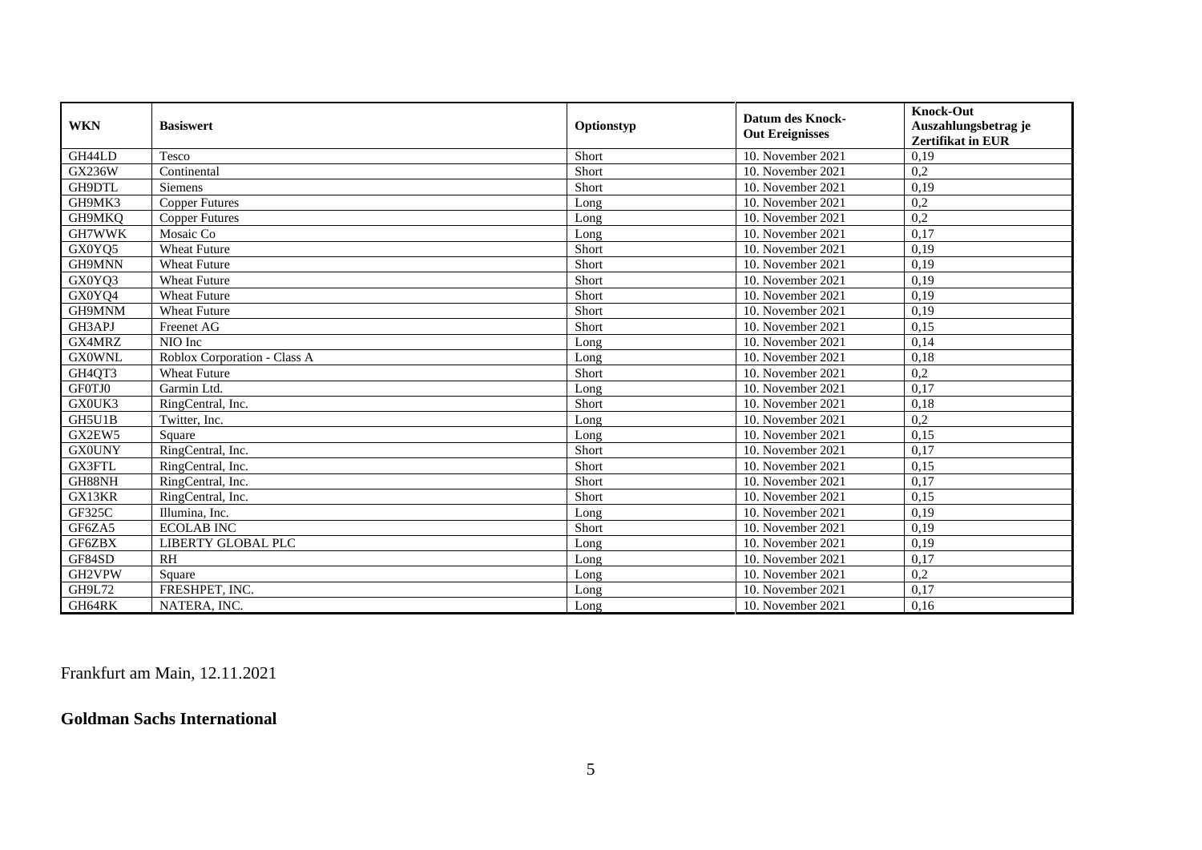| WKN | Basiswert | Optionstyp | Datum des Knock-Out Ereignisses | Knock-Out Auszahlungsbetrag je Zertifikat in EUR |
|---|---|---|---|---|
| GH44LD | Tesco | Short | 10. November 2021 | 0,19 |
| GX236W | Continental | Short | 10. November 2021 | 0,2 |
| GH9DTL | Siemens | Short | 10. November 2021 | 0,19 |
| GH9MK3 | Copper Futures | Long | 10. November 2021 | 0,2 |
| GH9MKQ | Copper Futures | Long | 10. November 2021 | 0,2 |
| GH7WWK | Mosaic Co | Long | 10. November 2021 | 0,17 |
| GX0YQ5 | Wheat Future | Short | 10. November 2021 | 0,19 |
| GH9MNN | Wheat Future | Short | 10. November 2021 | 0,19 |
| GX0YQ3 | Wheat Future | Short | 10. November 2021 | 0,19 |
| GX0YQ4 | Wheat Future | Short | 10. November 2021 | 0,19 |
| GH9MNM | Wheat Future | Short | 10. November 2021 | 0,19 |
| GH3APJ | Freenet AG | Short | 10. November 2021 | 0,15 |
| GX4MRZ | NIO Inc | Long | 10. November 2021 | 0,14 |
| GX0WNL | Roblox Corporation - Class A | Long | 10. November 2021 | 0,18 |
| GH4QT3 | Wheat Future | Short | 10. November 2021 | 0,2 |
| GF0TJ0 | Garmin Ltd. | Long | 10. November 2021 | 0,17 |
| GX0UK3 | RingCentral, Inc. | Short | 10. November 2021 | 0,18 |
| GH5U1B | Twitter, Inc. | Long | 10. November 2021 | 0,2 |
| GX2EW5 | Square | Long | 10. November 2021 | 0,15 |
| GX0UNY | RingCentral, Inc. | Short | 10. November 2021 | 0,17 |
| GX3FTL | RingCentral, Inc. | Short | 10. November 2021 | 0,15 |
| GH88NH | RingCentral, Inc. | Short | 10. November 2021 | 0,17 |
| GX13KR | RingCentral, Inc. | Short | 10. November 2021 | 0,15 |
| GF325C | Illumina, Inc. | Long | 10. November 2021 | 0,19 |
| GF6ZA5 | ECOLAB INC | Short | 10. November 2021 | 0,19 |
| GF6ZBX | LIBERTY GLOBAL PLC | Long | 10. November 2021 | 0,19 |
| GF84SD | RH | Long | 10. November 2021 | 0,17 |
| GH2VPW | Square | Long | 10. November 2021 | 0,2 |
| GH9L72 | FRESHPET, INC. | Long | 10. November 2021 | 0,17 |
| GH64RK | NATERA, INC. | Long | 10. November 2021 | 0,16 |

Frankfurt am Main, 12.11.2021

**Goldman Sachs International**